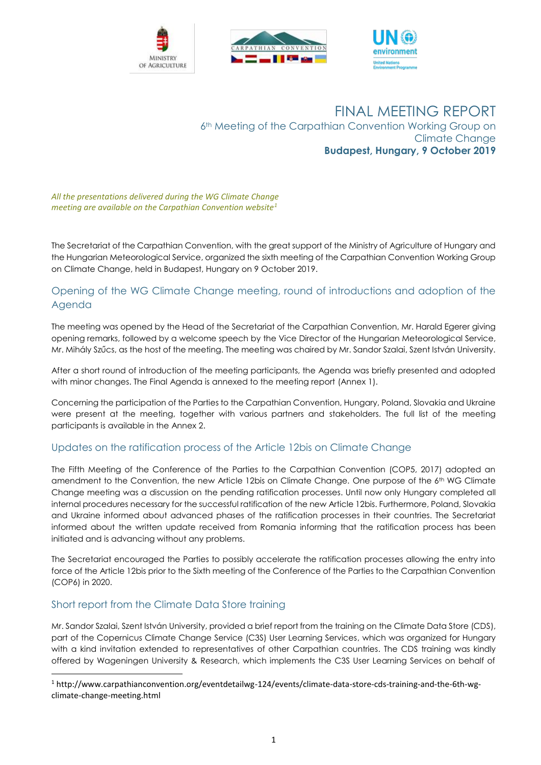# FINAL MEETING REPORT

6th Meeting of the Carpathian Convention Working Group on Climate Change

**Budapest, Hungary, 9 October 2019**

*All the presentations delivered during the WG Climate Change meeting are available on the Carpathian Convention website*[1]

The Secretariat of the Carpathian Convention, with the great support of the Ministry of Agriculture of Hungary and the Hungarian Meteorological Service, organized the sixth meeting of the Carpathian Convention Working Group on Climate Change, held in Budapest, Hungary on 9 October 2019.

## Opening of the WG Climate Change meeting, round of introductions and adoption of the Agenda

The meeting was opened by the Head of the Secretariat of the Carpathian Convention, Mr. Harald Egerer giving opening remarks, followed by a welcome speech by the Vice Director of the Hungarian Meteorological Service, Mr. Mihály Szűcs, as the host of the meeting. The meeting was chaired by Mr. Sandor Szalai, Szent István University.

After a short round of introduction of the meeting participants, the Agenda was briefly presented and adopted with minor changes. The Final Agenda is annexed to the meeting report (Annex 1).

Concerning the participation of the Parties to the Carpathian Convention, Hungary, Poland, Slovakia and Ukraine were present at the meeting, together with various partners and stakeholders. The full list of the meeting participants is available in the Annex 2.

## Updates on the ratification process of the Article 12bis on Climate Change

The Fifth Meeting of the Conference of the Parties to the Carpathian Convention (COP5, 2017) adopted an amendment to the Convention, the new Article 12bis on Climate Change. One purpose of the 6th WG Climate Change meeting was a discussion on the pending ratification processes. Until now only Hungary completed all internal procedures necessary for the successful ratification of the new Article 12bis. Furthermore, Poland, Slovakia and Ukraine informed about advanced phases of the ratification processes in their countries. The Secretariat informed about the written update received from Romania informing that the ratification process has been initiated and is advancing without any problems.

The Secretariat encouraged the Parties to possibly accelerate the ratification processes allowing the entry into force of the Article 12bis prior to the Sixth meeting of the Conference of the Parties to the Carpathian Convention (COP6) in 2020.

## Short report from the Climate Data Store training

Mr. Sandor Szalai, Szent István University, provided a brief report from the training on the Climate Data Store (CDS), part of the Copernicus Climate Change Service (C3S) User Learning Services, which was organized for Hungary with a kind invitation extended to representatives of other Carpathian countries. The CDS training was kindly offered by Wageningen University & Research, which implements the C3S User Learning Services on behalf of

[1] http://www.carpathianconvention.org/eventdetailwg-124/events/climate-data-store-cds-training-and-the-6th-wg-climate-change-meeting.html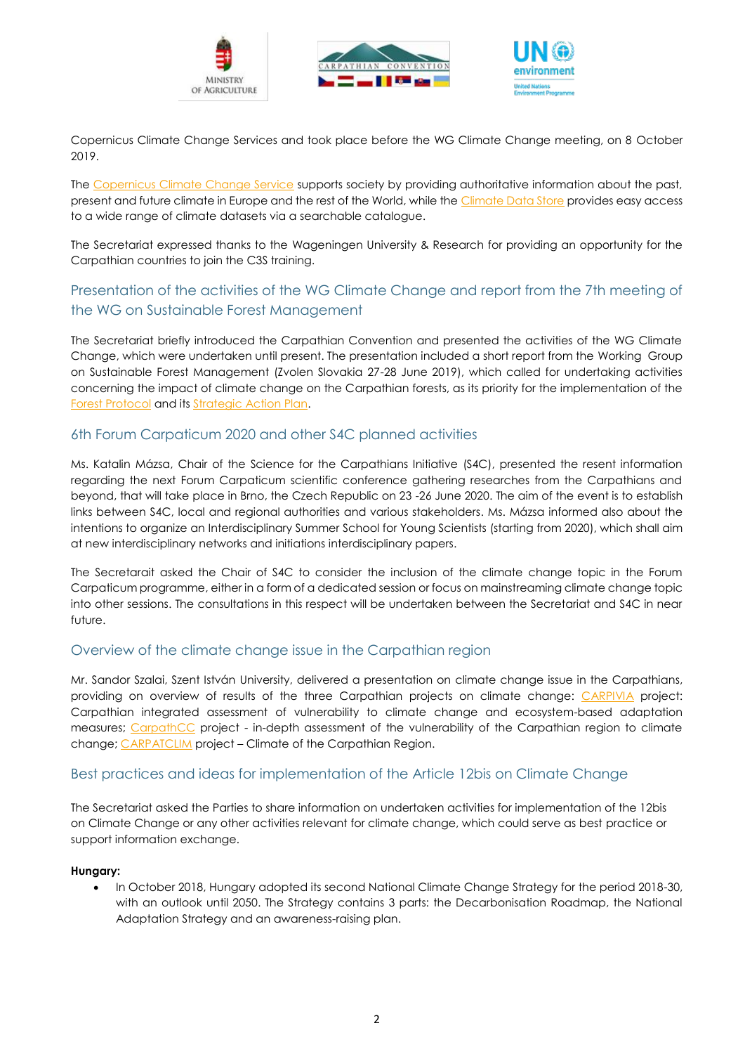Copernicus Climate Change Services and took place before the WG Climate Change meeting, on 8 October 2019.

The Copernicus Climate Change Service supports society by providing authoritative information about the past, present and future climate in Europe and the rest of the World, while the Climate Data Store provides easy access to a wide range of climate datasets via a searchable catalogue.

The Secretariat expressed thanks to the Wageningen University & Research for providing an opportunity for the Carpathian countries to join the C3S training.

## Presentation of the activities of the WG Climate Change and report from the 7th meeting of the WG on Sustainable Forest Management

The Secretariat briefly introduced the Carpathian Convention and presented the activities of the WG Climate Change, which were undertaken until present. The presentation included a short report from the Working Group on Sustainable Forest Management (Zvolen Slovakia 27-28 June 2019), which called for undertaking activities concerning the impact of climate change on the Carpathian forests, as its priority for the implementation of the Forest Protocol and its Strategic Action Plan.

## 6th Forum Carpaticum 2020 and other S4C planned activities

Ms. Katalin Mázsa, Chair of the Science for the Carpathians Initiative (S4C), presented the resent information regarding the next Forum Carpaticum scientific conference gathering researches from the Carpathians and beyond, that will take place in Brno, the Czech Republic on 23 -26 June 2020. The aim of the event is to establish links between S4C, local and regional authorities and various stakeholders. Ms. Mázsa informed also about the intentions to organize an Interdisciplinary Summer School for Young Scientists (starting from 2020), which shall aim at new interdisciplinary networks and initiations interdisciplinary papers.

The Secretarait asked the Chair of S4C to consider the inclusion of the climate change topic in the Forum Carpaticum programme, either in a form of a dedicated session or focus on mainstreaming climate change topic into other sessions. The consultations in this respect will be undertaken between the Secretariat and S4C in near future.

## Overview of the climate change issue in the Carpathian region

Mr. Sandor Szalai, Szent István University, delivered a presentation on climate change issue in the Carpathians, providing on overview of results of the three Carpathian projects on climate change: CARPIVIA project: Carpathian integrated assessment of vulnerability to climate change and ecosystem-based adaptation measures; CarpathCC project - in-depth assessment of the vulnerability of the Carpathian region to climate change; CARPATCLIM project – Climate of the Carpathian Region.

## Best practices and ideas for implementation of the Article 12bis on Climate Change

The Secretariat asked the Parties to share information on undertaken activities for implementation of the 12bis on Climate Change or any other activities relevant for climate change, which could serve as best practice or support information exchange.

**Hungary:**

- In October 2018, Hungary adopted its second National Climate Change Strategy for the period 2018-30, with an outlook until 2050. The Strategy contains 3 parts: the Decarbonisation Roadmap, the National Adaptation Strategy and an awareness-raising plan.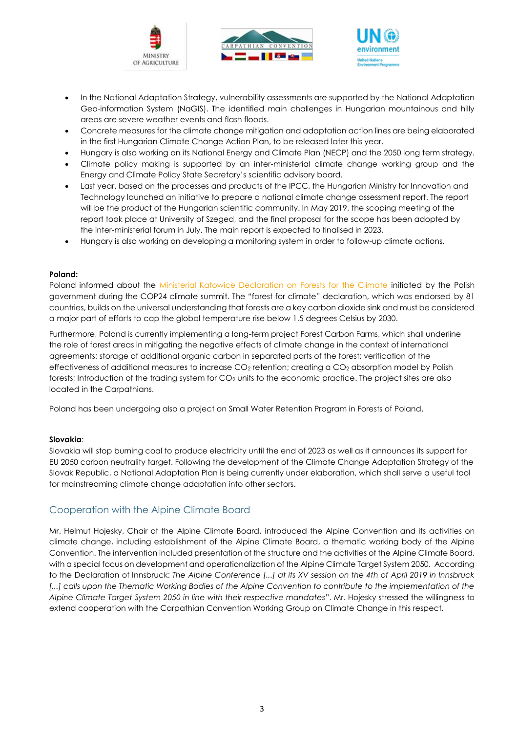- In the National Adaptation Strategy, vulnerability assessments are supported by the National Adaptation Geo-information System (NaGIS). The identified main challenges in Hungarian mountainous and hilly areas are severe weather events and flash floods.
- Concrete measures for the climate change mitigation and adaptation action lines are being elaborated in the first Hungarian Climate Change Action Plan, to be released later this year.
- Hungary is also working on its National Energy and Climate Plan (NECP) and the 2050 long term strategy.
- Climate policy making is supported by an inter-ministerial climate change working group and the Energy and Climate Policy State Secretary's scientific advisory board.
- Last year, based on the processes and products of the IPCC, the Hungarian Ministry for Innovation and Technology launched an initiative to prepare a national climate change assessment report. The report will be the product of the Hungarian scientific community. In May 2019, the scoping meeting of the report took place at University of Szeged, and the final proposal for the scope has been adopted by the inter-ministerial forum in July. The main report is expected to finalised in 2023.
- Hungary is also working on developing a monitoring system in order to follow-up climate actions.

**Poland:**
Poland informed about the Ministerial Katowice Declaration on Forests for the Climate initiated by the Polish government during the COP24 climate summit. The "forest for climate" declaration, which was endorsed by 81 countries, builds on the universal understanding that forests are a key carbon dioxide sink and must be considered a major part of efforts to cap the global temperature rise below 1.5 degrees Celsius by 2030.

Furthermore, Poland is currently implementing a long-term project Forest Carbon Farms, which shall underline the role of forest areas in mitigating the negative effects of climate change in the context of international agreements; storage of additional organic carbon in separated parts of the forest; verification of the effectiveness of additional measures to increase $CO_2$ retention; creating a $CO_2$ absorption model by Polish forests; Introduction of the trading system for $CO_2$ units to the economic practice. The project sites are also located in the Carpathians.

Poland has been undergoing also a project on Small Water Retention Program in Forests of Poland.

**Slovakia**:
Slovakia will stop burning coal to produce electricity until the end of 2023 as well as it announces its support for EU 2050 carbon neutrality target. Following the development of the Climate Change Adaptation Strategy of the Slovak Republic, a National Adaptation Plan is being currently under elaboration, which shall serve a useful tool for mainstreaming climate change adaptation into other sectors.

## Cooperation with the Alpine Climate Board

Mr. Helmut Hojesky, Chair of the Alpine Climate Board, introduced the Alpine Convention and its activities on climate change, including establishment of the Alpine Climate Board, a thematic working body of the Alpine Convention. The intervention included presentation of the structure and the activities of the Alpine Climate Board, with a special focus on development and operationalization of the Alpine Climate Target System 2050. According to the Declaration of Innsbruck: *The Alpine Conference [...] at its XV session on the 4th of April 2019 in Innsbruck [...] calls upon the Thematic Working Bodies of the Alpine Convention to contribute to the implementation of the Alpine Climate Target System 2050 in line with their respective mandates*". Mr. Hojesky stressed the willingness to extend cooperation with the Carpathian Convention Working Group on Climate Change in this respect.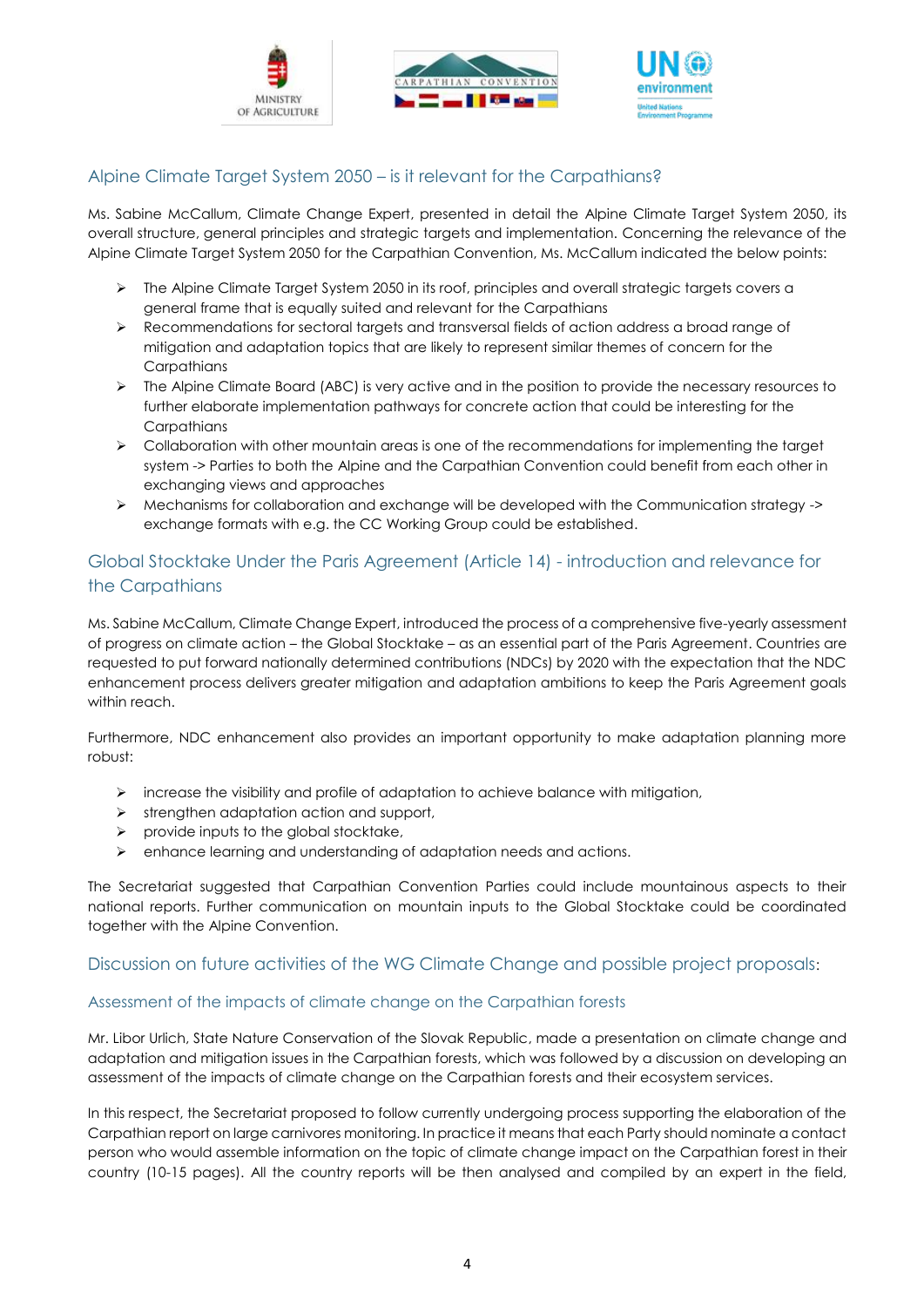## Alpine Climate Target System 2050 – is it relevant for the Carpathians?

Ms. Sabine McCallum, Climate Change Expert, presented in detail the Alpine Climate Target System 2050, its overall structure, general principles and strategic targets and implementation. Concerning the relevance of the Alpine Climate Target System 2050 for the Carpathian Convention, Ms. McCallum indicated the below points:

- The Alpine Climate Target System 2050 in its roof, principles and overall strategic targets covers a general frame that is equally suited and relevant for the Carpathians
- Recommendations for sectoral targets and transversal fields of action address a broad range of mitigation and adaptation topics that are likely to represent similar themes of concern for the Carpathians
- The Alpine Climate Board (ABC) is very active and in the position to provide the necessary resources to further elaborate implementation pathways for concrete action that could be interesting for the Carpathians
- Collaboration with other mountain areas is one of the recommendations for implementing the target system -> Parties to both the Alpine and the Carpathian Convention could benefit from each other in exchanging views and approaches
- Mechanisms for collaboration and exchange will be developed with the Communication strategy -> exchange formats with e.g. the CC Working Group could be established.

## Global Stocktake Under the Paris Agreement (Article 14) - introduction and relevance for the Carpathians

Ms. Sabine McCallum, Climate Change Expert, introduced the process of a comprehensive five-yearly assessment of progress on climate action – the Global Stocktake – as an essential part of the Paris Agreement. Countries are requested to put forward nationally determined contributions (NDCs) by 2020 with the expectation that the NDC enhancement process delivers greater mitigation and adaptation ambitions to keep the Paris Agreement goals within reach.

Furthermore, NDC enhancement also provides an important opportunity to make adaptation planning more robust:

- increase the visibility and profile of adaptation to achieve balance with mitigation,
- strengthen adaptation action and support,
- provide inputs to the global stocktake,
- enhance learning and understanding of adaptation needs and actions.

The Secretariat suggested that Carpathian Convention Parties could include mountainous aspects to their national reports. Further communication on mountain inputs to the Global Stocktake could be coordinated together with the Alpine Convention.

## Discussion on future activities of the WG Climate Change and possible project proposals:

### Assessment of the impacts of climate change on the Carpathian forests

Mr. Libor Urlich, State Nature Conservation of the Slovak Republic, made a presentation on climate change and adaptation and mitigation issues in the Carpathian forests, which was followed by a discussion on developing an assessment of the impacts of climate change on the Carpathian forests and their ecosystem services.

In this respect, the Secretariat proposed to follow currently undergoing process supporting the elaboration of the Carpathian report on large carnivores monitoring. In practice it means that each Party should nominate a contact person who would assemble information on the topic of climate change impact on the Carpathian forest in their country (10-15 pages). All the country reports will be then analysed and compiled by an expert in the field,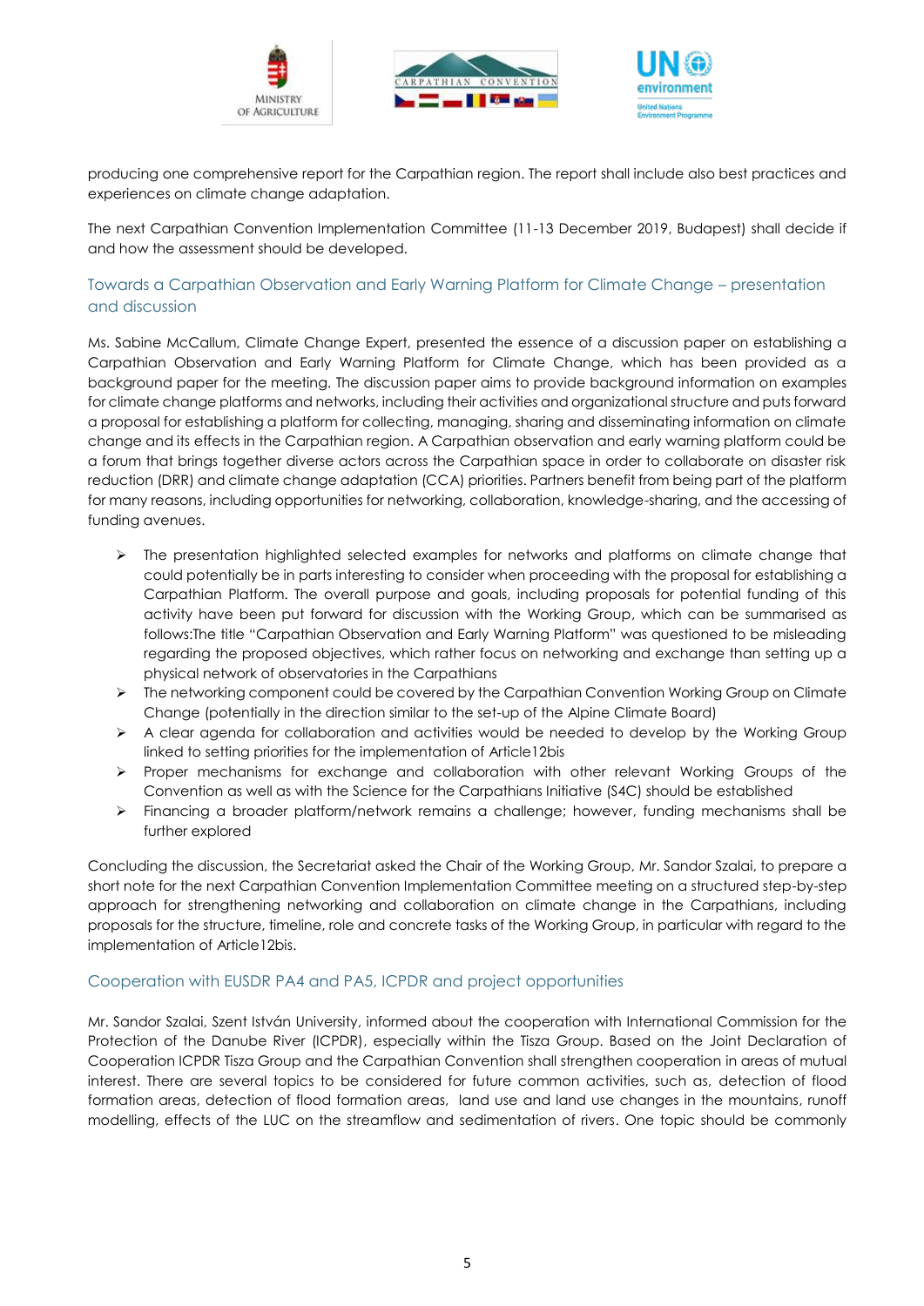producing one comprehensive report for the Carpathian region. The report shall include also best practices and experiences on climate change adaptation.

The next Carpathian Convention Implementation Committee (11-13 December 2019, Budapest) shall decide if and how the assessment should be developed.

### Towards a Carpathian Observation and Early Warning Platform for Climate Change – presentation and discussion

Ms. Sabine McCallum, Climate Change Expert, presented the essence of a discussion paper on establishing a Carpathian Observation and Early Warning Platform for Climate Change, which has been provided as a background paper for the meeting. The discussion paper aims to provide background information on examples for climate change platforms and networks, including their activities and organizational structure and puts forward a proposal for establishing a platform for collecting, managing, sharing and disseminating information on climate change and its effects in the Carpathian region. A Carpathian observation and early warning platform could be a forum that brings together diverse actors across the Carpathian space in order to collaborate on disaster risk reduction (DRR) and climate change adaptation (CCA) priorities. Partners benefit from being part of the platform for many reasons, including opportunities for networking, collaboration, knowledge-sharing, and the accessing of funding avenues.

- The presentation highlighted selected examples for networks and platforms on climate change that could potentially be in parts interesting to consider when proceeding with the proposal for establishing a Carpathian Platform. The overall purpose and goals, including proposals for potential funding of this activity have been put forward for discussion with the Working Group, which can be summarised as follows:The title "Carpathian Observation and Early Warning Platform" was questioned to be misleading regarding the proposed objectives, which rather focus on networking and exchange than setting up a physical network of observatories in the Carpathians
- The networking component could be covered by the Carpathian Convention Working Group on Climate Change (potentially in the direction similar to the set-up of the Alpine Climate Board)
- A clear agenda for collaboration and activities would be needed to develop by the Working Group linked to setting priorities for the implementation of Article12bis
- Proper mechanisms for exchange and collaboration with other relevant Working Groups of the Convention as well as with the Science for the Carpathians Initiative (S4C) should be established
- Financing a broader platform/network remains a challenge; however, funding mechanisms shall be further explored

Concluding the discussion, the Secretariat asked the Chair of the Working Group, Mr. Sandor Szalai, to prepare a short note for the next Carpathian Convention Implementation Committee meeting on a structured step-by-step approach for strengthening networking and collaboration on climate change in the Carpathians, including proposals for the structure, timeline, role and concrete tasks of the Working Group, in particular with regard to the implementation of Article12bis.

### Cooperation with EUSDR PA4 and PA5, ICPDR and project opportunities

Mr. Sandor Szalai, Szent István University, informed about the cooperation with International Commission for the Protection of the Danube River (ICPDR), especially within the Tisza Group. Based on the Joint Declaration of Cooperation ICPDR Tisza Group and the Carpathian Convention shall strengthen cooperation in areas of mutual interest. There are several topics to be considered for future common activities, such as, detection of flood formation areas, detection of flood formation areas, land use and land use changes in the mountains, runoff modelling, effects of the LUC on the streamflow and sedimentation of rivers. One topic should be commonly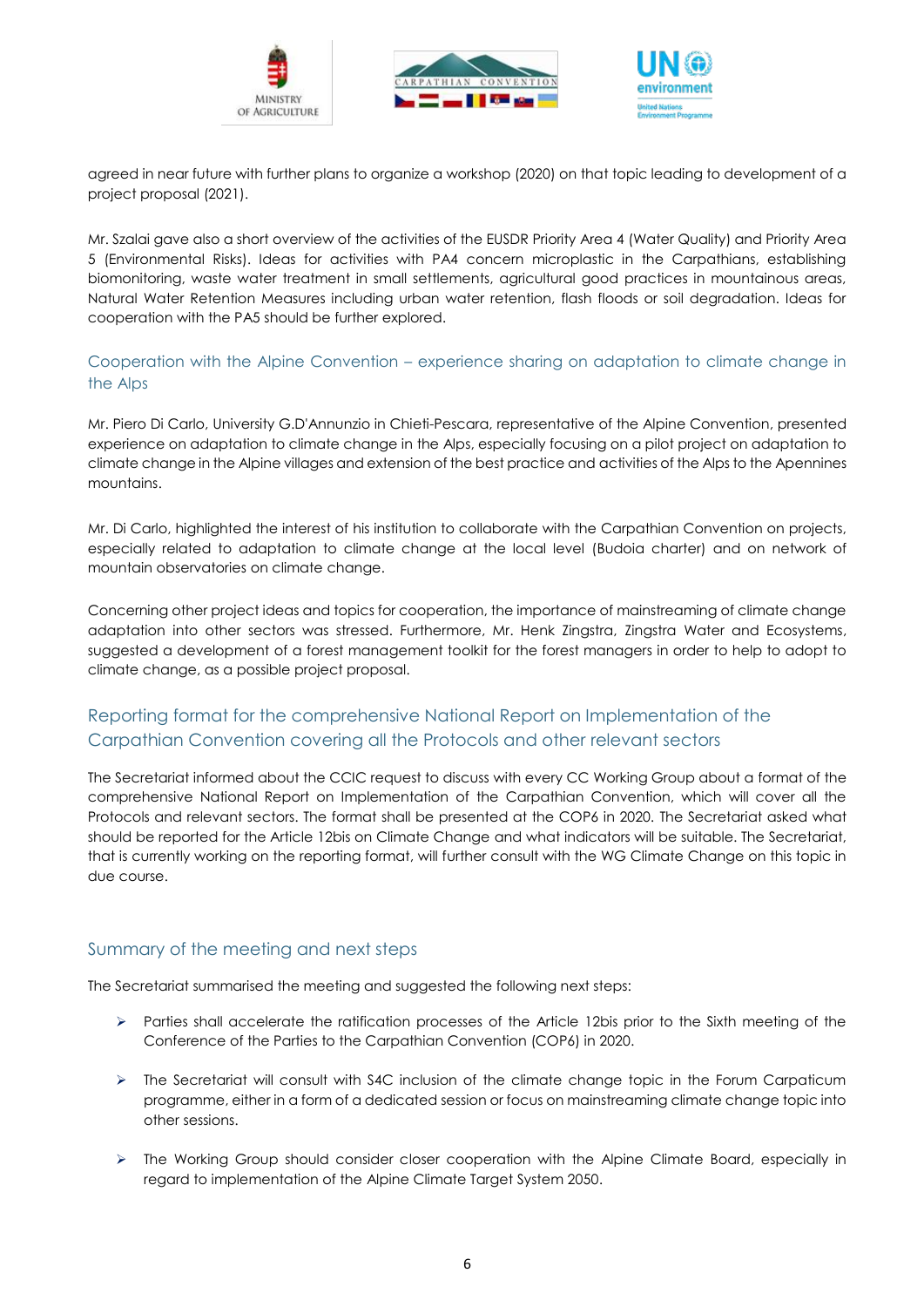agreed in near future with further plans to organize a workshop (2020) on that topic leading to development of a project proposal (2021).

Mr. Szalai gave also a short overview of the activities of the EUSDR Priority Area 4 (Water Quality) and Priority Area 5 (Environmental Risks). Ideas for activities with PA4 concern microplastic in the Carpathians, establishing biomonitoring, waste water treatment in small settlements, agricultural good practices in mountainous areas, Natural Water Retention Measures including urban water retention, flash floods or soil degradation. Ideas for cooperation with the PA5 should be further explored.

### Cooperation with the Alpine Convention – experience sharing on adaptation to climate change in the Alps

Mr. Piero Di Carlo, University G.D'Annunzio in Chieti-Pescara, representative of the Alpine Convention, presented experience on adaptation to climate change in the Alps, especially focusing on a pilot project on adaptation to climate change in the Alpine villages and extension of the best practice and activities of the Alps to the Apennines mountains.

Mr. Di Carlo, highlighted the interest of his institution to collaborate with the Carpathian Convention on projects, especially related to adaptation to climate change at the local level (Budoia charter) and on network of mountain observatories on climate change.

Concerning other project ideas and topics for cooperation, the importance of mainstreaming of climate change adaptation into other sectors was stressed. Furthermore, Mr. Henk Zingstra, Zingstra Water and Ecosystems, suggested a development of a forest management toolkit for the forest managers in order to help to adopt to climate change, as a possible project proposal.

## Reporting format for the comprehensive National Report on Implementation of the Carpathian Convention covering all the Protocols and other relevant sectors

The Secretariat informed about the CCIC request to discuss with every CC Working Group about a format of the comprehensive National Report on Implementation of the Carpathian Convention, which will cover all the Protocols and relevant sectors. The format shall be presented at the COP6 in 2020. The Secretariat asked what should be reported for the Article 12bis on Climate Change and what indicators will be suitable. The Secretariat, that is currently working on the reporting format, will further consult with the WG Climate Change on this topic in due course.

## Summary of the meeting and next steps

The Secretariat summarised the meeting and suggested the following next steps:

- Parties shall accelerate the ratification processes of the Article 12bis prior to the Sixth meeting of the Conference of the Parties to the Carpathian Convention (COP6) in 2020.
- The Secretariat will consult with S4C inclusion of the climate change topic in the Forum Carpaticum programme, either in a form of a dedicated session or focus on mainstreaming climate change topic into other sessions.
- The Working Group should consider closer cooperation with the Alpine Climate Board, especially in regard to implementation of the Alpine Climate Target System 2050.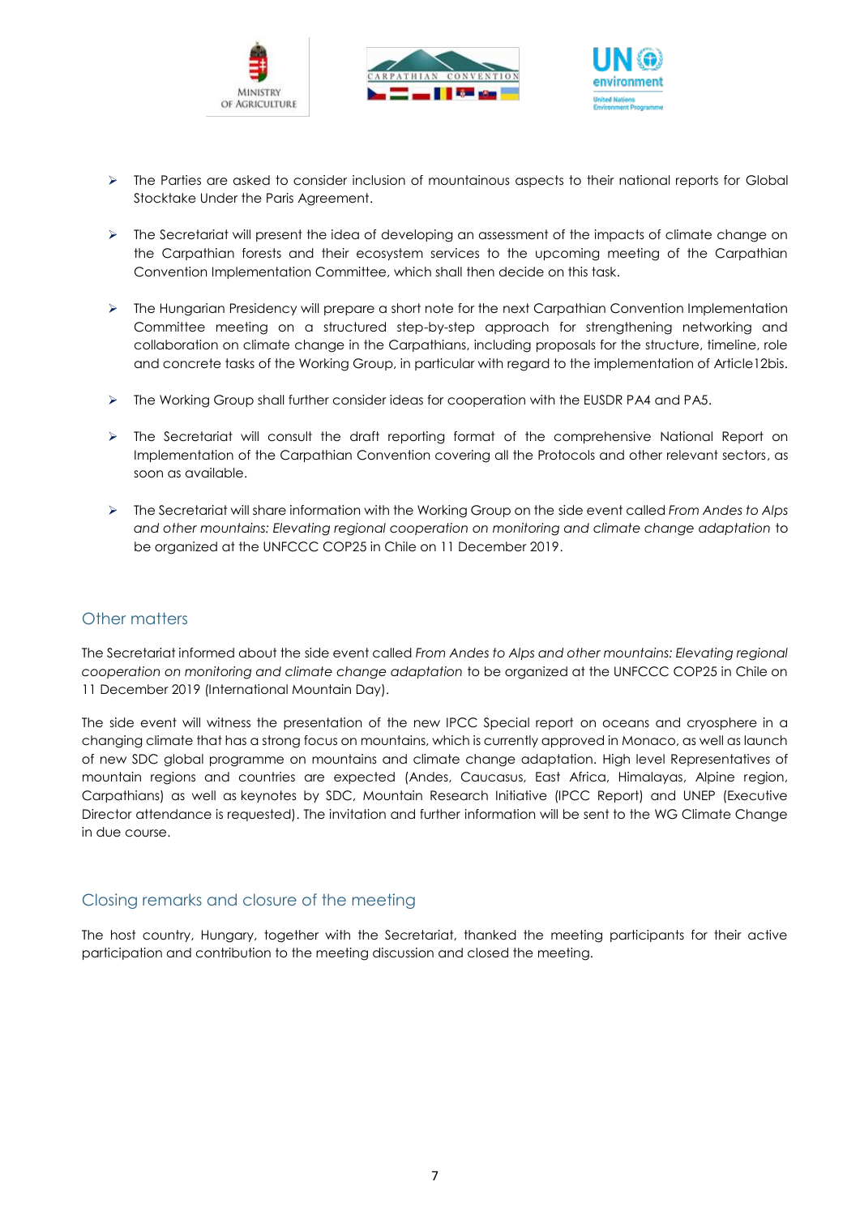- The Parties are asked to consider inclusion of mountainous aspects to their national reports for Global Stocktake Under the Paris Agreement.

- The Secretariat will present the idea of developing an assessment of the impacts of climate change on the Carpathian forests and their ecosystem services to the upcoming meeting of the Carpathian Convention Implementation Committee, which shall then decide on this task.

- The Hungarian Presidency will prepare a short note for the next Carpathian Convention Implementation Committee meeting on a structured step-by-step approach for strengthening networking and collaboration on climate change in the Carpathians, including proposals for the structure, timeline, role and concrete tasks of the Working Group, in particular with regard to the implementation of Article12bis.

- The Working Group shall further consider ideas for cooperation with the EUSDR PA4 and PA5.

- The Secretariat will consult the draft reporting format of the comprehensive National Report on Implementation of the Carpathian Convention covering all the Protocols and other relevant sectors, as soon as available.

- The Secretariat will share information with the Working Group on the side event called *From Andes to Alps and other mountains: Elevating regional cooperation on monitoring and climate change adaptation* to be organized at the UNFCCC COP25 in Chile on 11 December 2019.

## Other matters

The Secretariat informed about the side event called *From Andes to Alps and other mountains: Elevating regional cooperation on monitoring and climate change adaptation* to be organized at the UNFCCC COP25 in Chile on 11 December 2019 (International Mountain Day).

The side event will witness the presentation of the new IPCC Special report on oceans and cryosphere in a changing climate that has a strong focus on mountains, which is currently approved in Monaco, as well as launch of new SDC global programme on mountains and climate change adaptation. High level Representatives of mountain regions and countries are expected (Andes, Caucasus, East Africa, Himalayas, Alpine region, Carpathians) as well as keynotes by SDC, Mountain Research Initiative (IPCC Report) and UNEP (Executive Director attendance is requested). The invitation and further information will be sent to the WG Climate Change in due course.

## Closing remarks and closure of the meeting

The host country, Hungary, together with the Secretariat, thanked the meeting participants for their active participation and contribution to the meeting discussion and closed the meeting.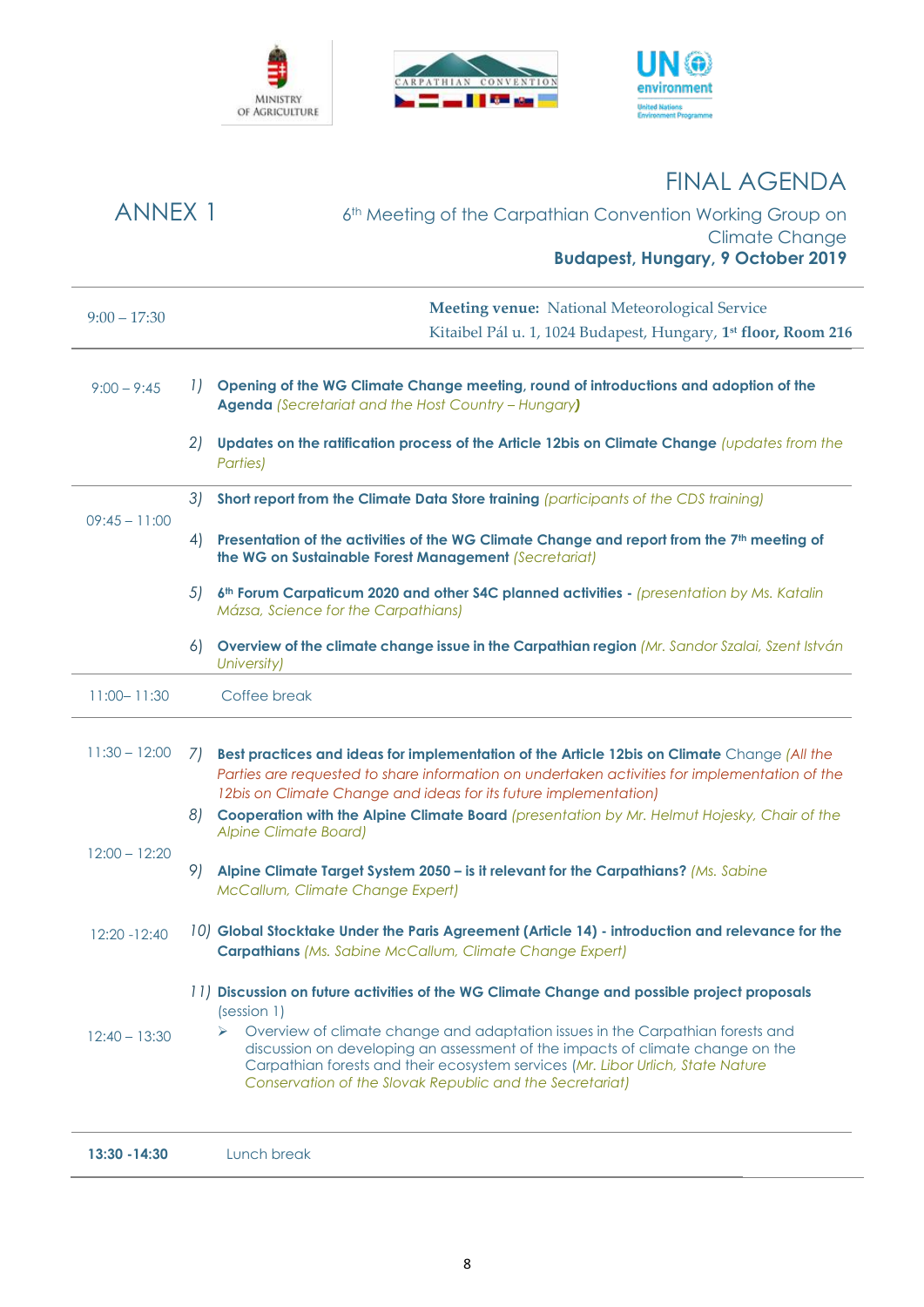MINISTRY OF AGRICULTURE

CARPATHIAN CONVENTION

UN environment
United Nations Environment Programme

# FINAL AGENDA

## ANNEX 1

6th Meeting of the Carpathian Convention Working Group on Climate Change

**Budapest, Hungary, 9 October 2019**

| 9:00 – 17:30 | **Meeting venue:** National Meteorological Service<br>Kitaibel Pál u. 1, 1024 Budapest, Hungary, **1st floor, Room 216** |
|---|---|
| 9:00 – 9:45 | 1) **Opening of the WG Climate Change meeting, round of introductions and adoption of the Agenda** *(Secretariat and the Host Country – Hungary)*<br><br>2) **Updates on the ratification process of the Article 12bis on Climate Change** *(updates from the Parties)* |
| 09:45 – 11:00 | 3) **Short report from the Climate Data Store training** *(participants of the CDS training)*<br><br>4) **Presentation of the activities of the WG Climate Change and report from the 7th meeting of the WG on Sustainable Forest Management** *(Secretariat)*<br><br>5) **6th Forum Carpaticum 2020 and other S4C planned activities -** *(presentation by Ms. Katalin Mázsa, Science for the Carpathians)*<br><br>6) **Overview of the climate change issue in the Carpathian region** *(Mr. Sandor Szalai, Szent István University)* |
| 11:00– 11:30 | Coffee break |
| 11:30 – 12:00 | 7) **Best practices and ideas for implementation of the Article 12bis on Climate** Change *(All the Parties are requested to share information on undertaken activities for implementation of the 12bis on Climate Change and ideas for its future implementation)*<br><br>8) **Cooperation with the Alpine Climate Board** *(presentation by Mr. Helmut Hojesky, Chair of the Alpine Climate Board)* |
| 12:00 – 12:20 | 9) **Alpine Climate Target System 2050 – is it relevant for the Carpathians?** *(Ms. Sabine McCallum, Climate Change Expert)* |
| 12:20 -12:40 | 10) **Global Stocktake Under the Paris Agreement (Article 14) - introduction and relevance for the Carpathians** *(Ms. Sabine McCallum, Climate Change Expert)* |
| 12:40 – 13:30 | 11) **Discussion on future activities of the WG Climate Change and possible project proposals** (session 1)<br>➢ Overview of climate change and adaptation issues in the Carpathian forests and discussion on developing an assessment of the impacts of climate change on the Carpathian forests and their ecosystem services *(Mr. Libor Ulrich, State Nature Conservation of the Slovak Republic and the Secretariat)* |
| **13:30 -14:30** | Lunch break |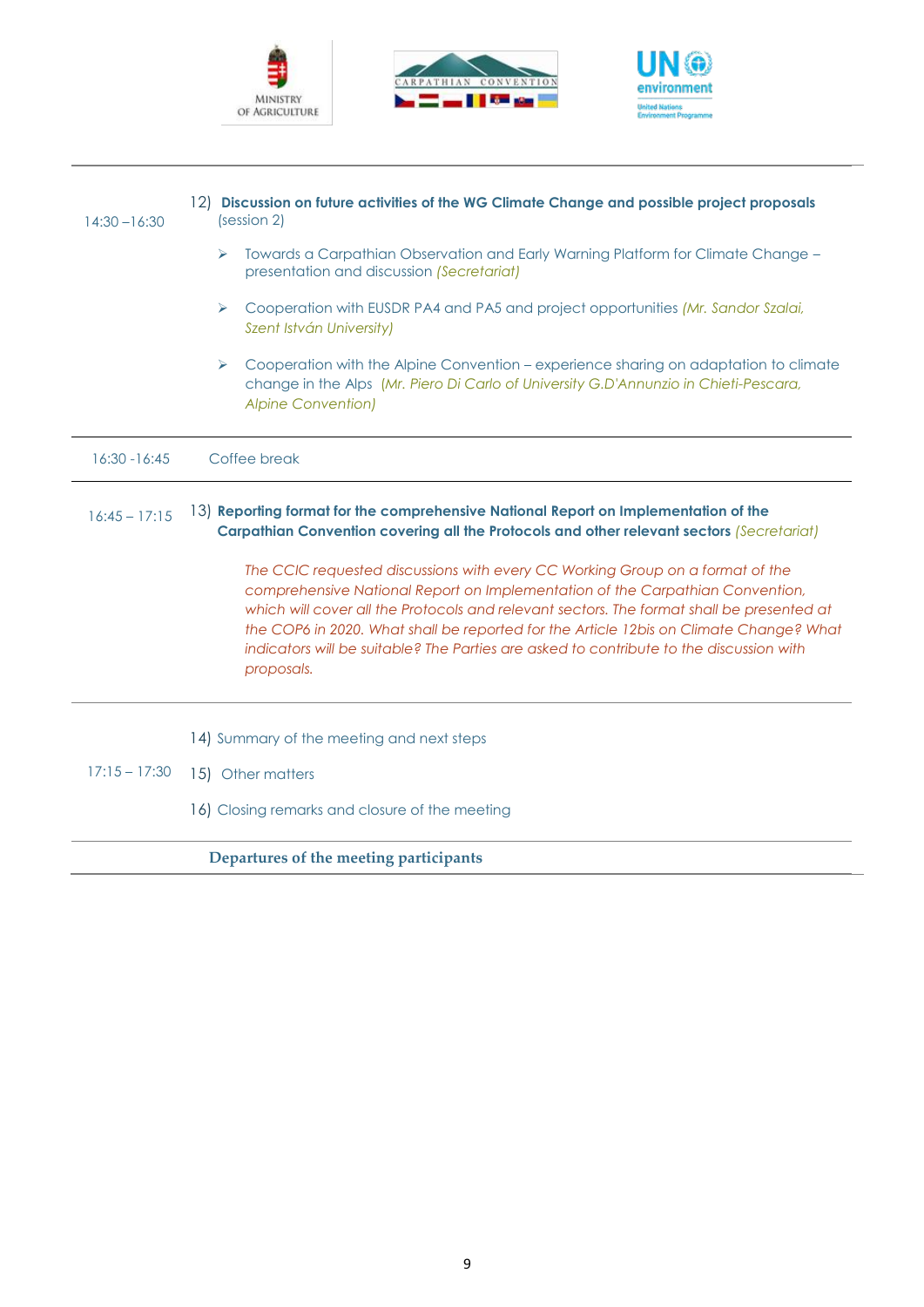| | |
|---|---|
| 14:30 – 16:30 | 12) **Discussion on future activities of the WG Climate Change and possible project proposals** (session 2)<br><br>➢ Towards a Carpathian Observation and Early Warning Platform for Climate Change – presentation and discussion *(Secretariat)*<br><br>➢ Cooperation with EUSDR PA4 and PA5 and project opportunities *(Mr. Sandor Szalai, Szent István University)*<br><br>➢ Cooperation with the Alpine Convention – experience sharing on adaptation to climate change in the Alps *(Mr. Piero Di Carlo of University G.D'Annunzio in Chieti-Pescara, Alpine Convention)* |
| 16:30 - 16:45 | Coffee break |
| 16:45 – 17:15 | 13) **Reporting format for the comprehensive National Report on Implementation of the Carpathian Convention covering all the Protocols and other relevant sectors** *(Secretariat)*<br><br>*The CCIC requested discussions with every CC Working Group on a format of the comprehensive National Report on Implementation of the Carpathian Convention, which will cover all the Protocols and relevant sectors. The format shall be presented at the COP6 in 2020. What shall be reported for the Article 12bis on Climate Change? What indicators will be suitable? The Parties are asked to contribute to the discussion with proposals.* |
| 17:15 – 17:30 | 14) Summary of the meeting and next steps<br><br>15) Other matters<br><br>16) Closing remarks and closure of the meeting |
| | **Departures of the meeting participants** |